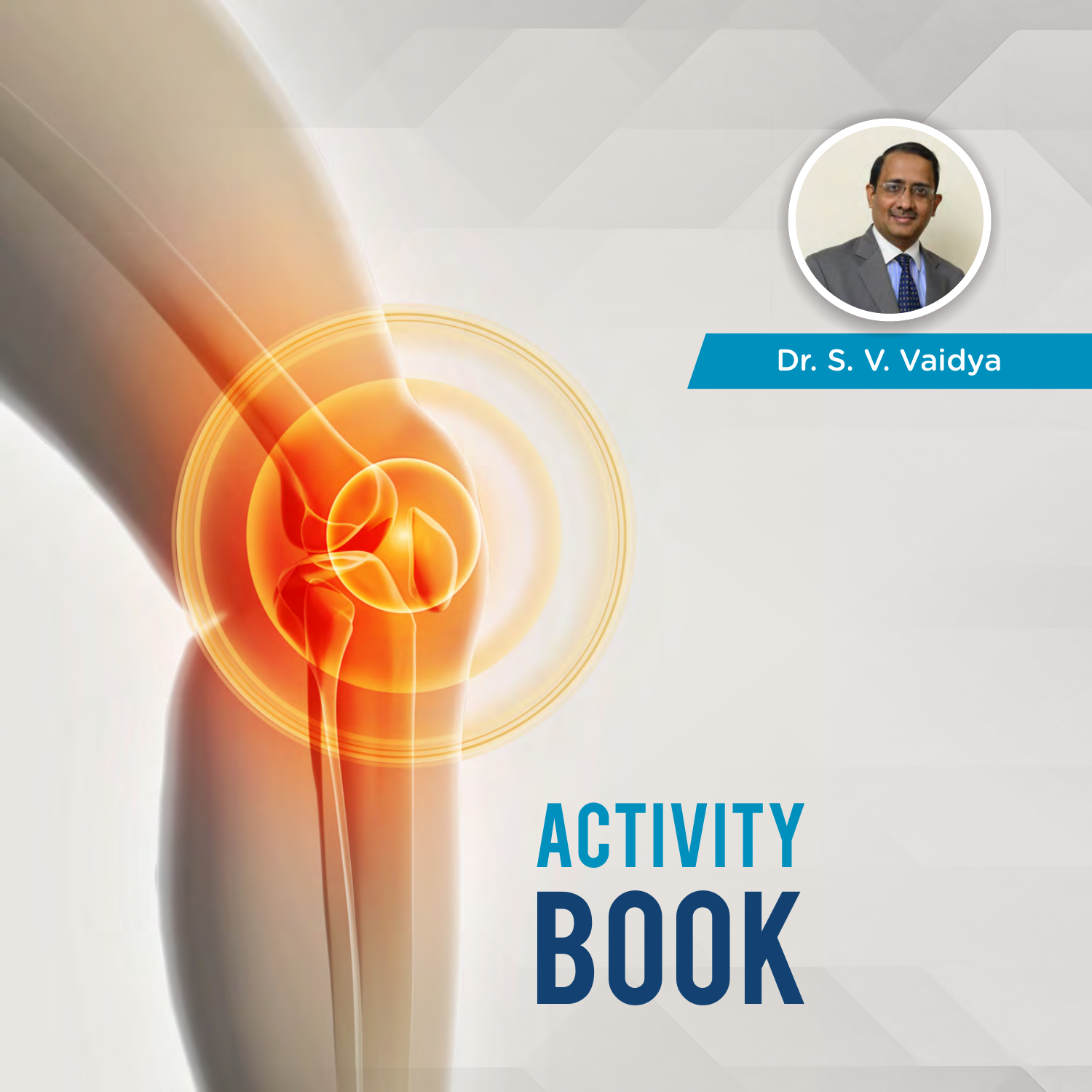Dr. S. V. Vaidya

# ACTIVITY BOOK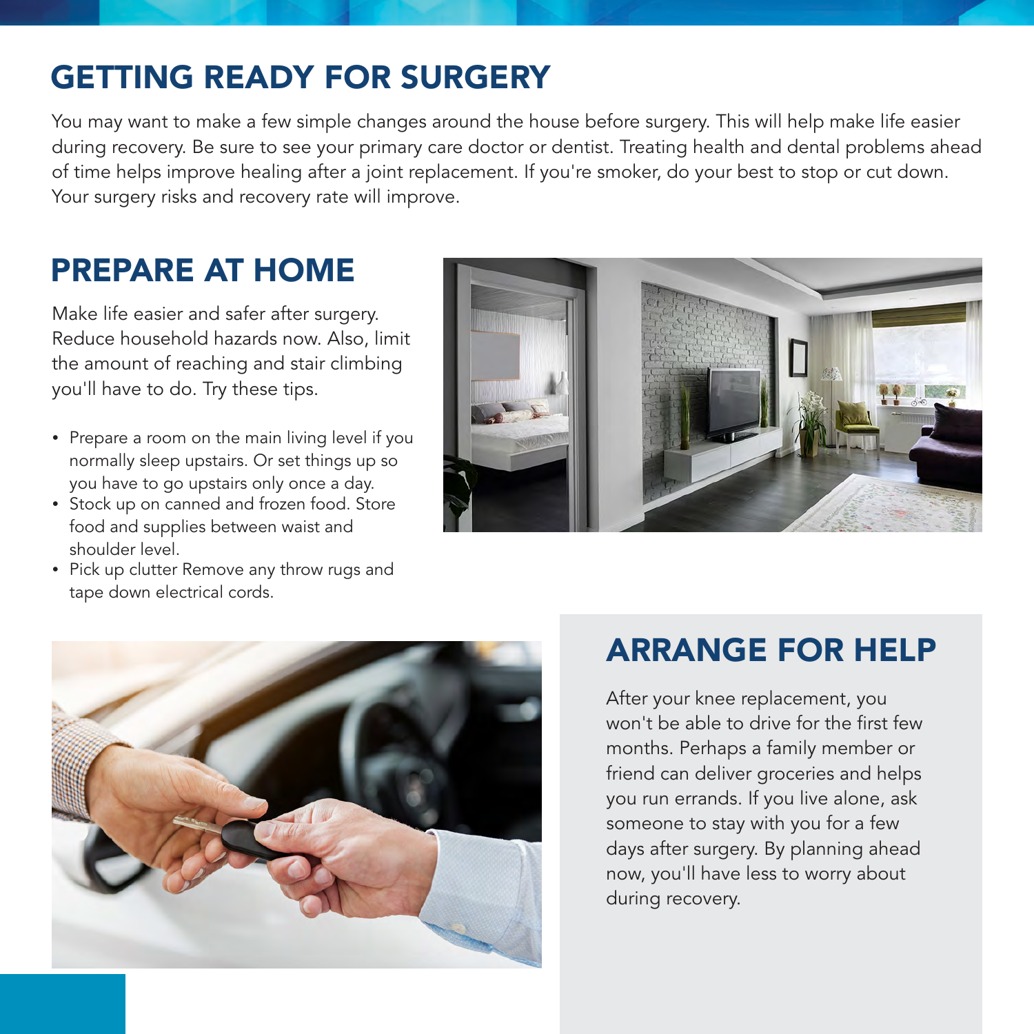# GETTING READY FOR SURGERY

You may want to make a few simple changes around the house before surgery. This will help make life easier during recovery. Be sure to see your primary care doctor or dentist. Treating health and dental problems ahead of time helps improve healing after a joint replacement. If you're smoker, do your best to stop or cut down. Your surgery risks and recovery rate will improve.

## PREPARE AT HOME

Make life easier and safer after surgery. Reduce household hazards now. Also, limit the amount of reaching and stair climbing you'll have to do. Try these tips.

- Prepare a room on the main living level if you normally sleep upstairs. Or set things up so you have to go upstairs only once a day.
- Stock up on canned and frozen food. Store food and supplies between waist and shoulder level.
- Pick up clutter Remove any throw rugs and tape down electrical cords.

## ARRANGE FOR HELP

After your knee replacement, you won't be able to drive for the first few months. Perhaps a family member or friend can deliver groceries and helps you run errands. If you live alone, ask someone to stay with you for a few days after surgery. By planning ahead now, you'll have less to worry about during recovery.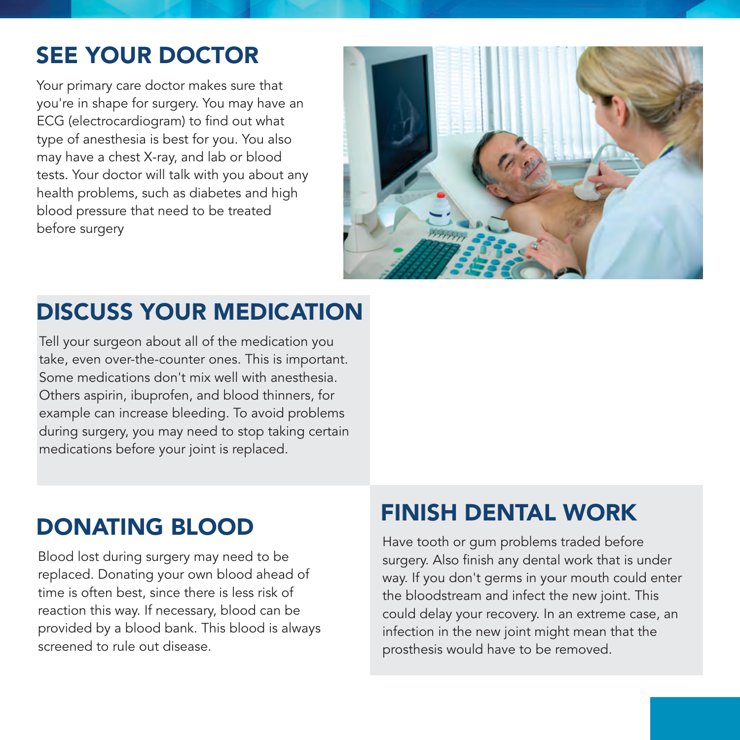## SEE YOUR DOCTOR

Your primary care doctor makes sure that you're in shape for surgery. You may have an ECG (electrocardiogram) to find out what type of anesthesia is best for you. You also may have a chest X-ray, and lab or blood tests. Your doctor will talk with you about any health problems, such as diabetes and high blood pressure that need to be treated before surgery

## DISCUSS YOUR MEDICATION

Tell your surgeon about all of the medication you take, even over-the-counter ones. This is important. Some medications don't mix well with anesthesia. Others aspirin, ibuprofen, and blood thinners, for example can increase bleeding. To avoid problems during surgery, you may need to stop taking certain medications before your joint is replaced.

## DONATING BLOOD

Blood lost during surgery may need to be replaced. Donating your own blood ahead of time is often best, since there is less risk of reaction this way. If necessary, blood can be provided by a blood bank. This blood is always screened to rule out disease.

## FINISH DENTAL WORK

Have tooth or gum problems traded before surgery. Also finish any dental work that is under way. If you don't germs in your mouth could enter the bloodstream and infect the new joint. This could delay your recovery. In an extreme case, an infection in the new joint might mean that the prosthesis would have to be removed.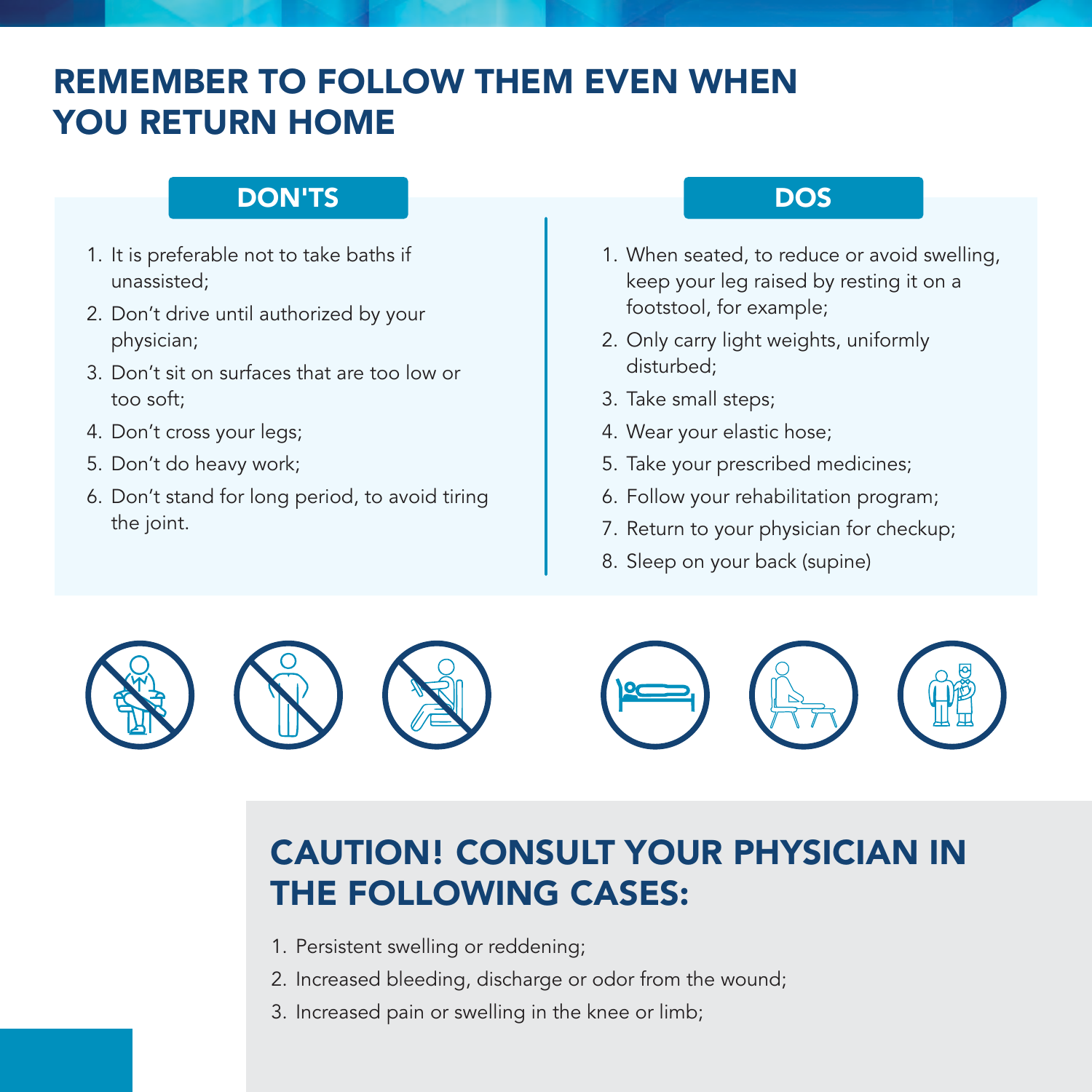# REMEMBER TO FOLLOW THEM EVEN WHEN YOU RETURN HOME

## DON'TS

1. It is preferable not to take baths if unassisted;
2. Don't drive until authorized by your physician;
3. Don't sit on surfaces that are too low or too soft;
4. Don't cross your legs;
5. Don't do heavy work;
6. Don't stand for long period, to avoid tiring the joint.

## DOS

1. When seated, to reduce or avoid swelling, keep your leg raised by resting it on a footstool, for example;
2. Only carry light weights, uniformly disturbed;
3. Take small steps;
4. Wear your elastic hose;
5. Take your prescribed medicines;
6. Follow your rehabilitation program;
7. Return to your physician for checkup;
8. Sleep on your back (supine)

## CAUTION! CONSULT YOUR PHYSICIAN IN THE FOLLOWING CASES:

1. Persistent swelling or reddening;
2. Increased bleeding, discharge or odor from the wound;
3. Increased pain or swelling in the knee or limb;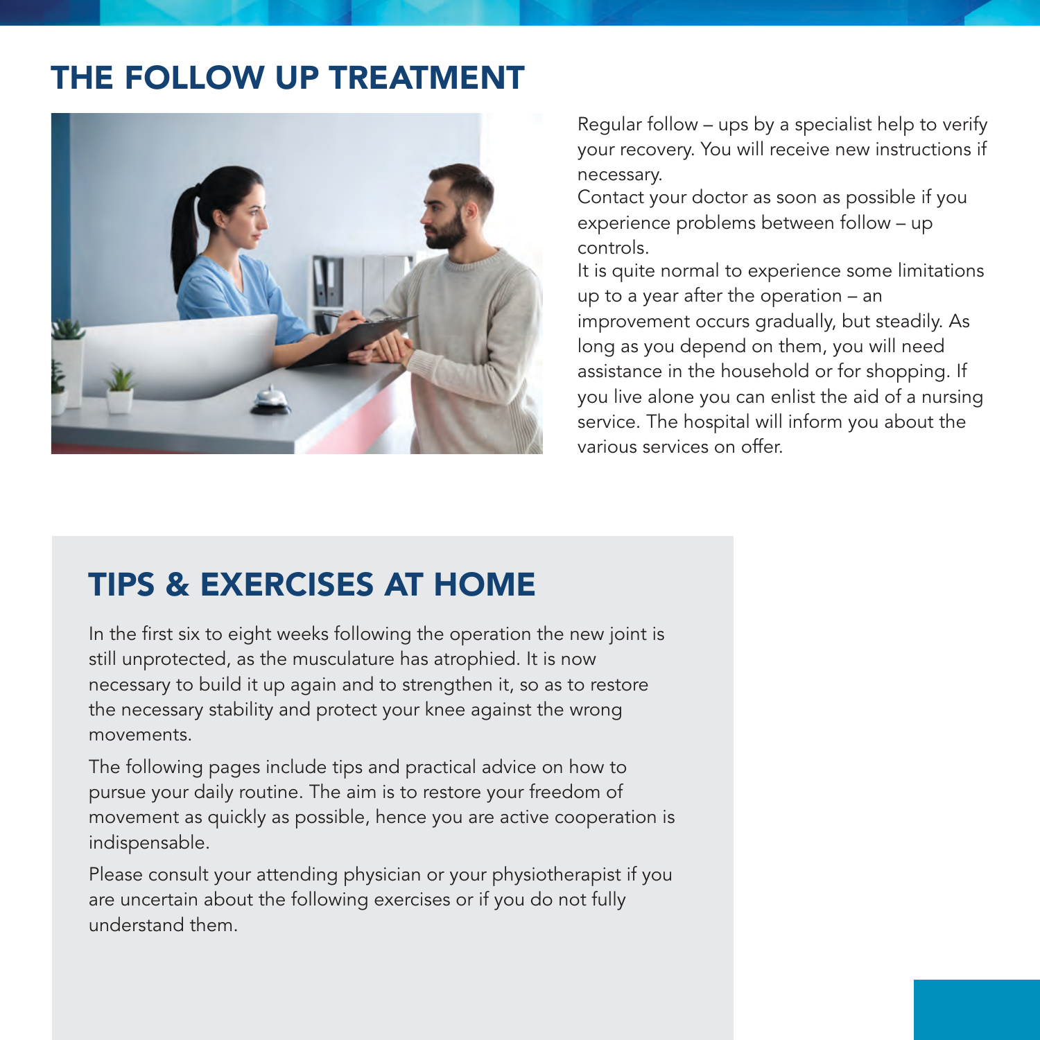# THE FOLLOW UP TREATMENT

Regular follow – ups by a specialist help to verify your recovery. You will receive new instructions if necessary.

Contact your doctor as soon as possible if you experience problems between follow – up controls.

It is quite normal to experience some limitations up to a year after the operation – an improvement occurs gradually, but steadily. As long as you depend on them, you will need assistance in the household or for shopping. If you live alone you can enlist the aid of a nursing service. The hospital will inform you about the various services on offer.

## TIPS & EXERCISES AT HOME

In the first six to eight weeks following the operation the new joint is still unprotected, as the musculature has atrophied. It is now necessary to build it up again and to strengthen it, so as to restore the necessary stability and protect your knee against the wrong movements.

The following pages include tips and practical advice on how to pursue your daily routine. The aim is to restore your freedom of movement as quickly as possible, hence you are active cooperation is indispensable.

Please consult your attending physician or your physiotherapist if you are uncertain about the following exercises or if you do not fully understand them.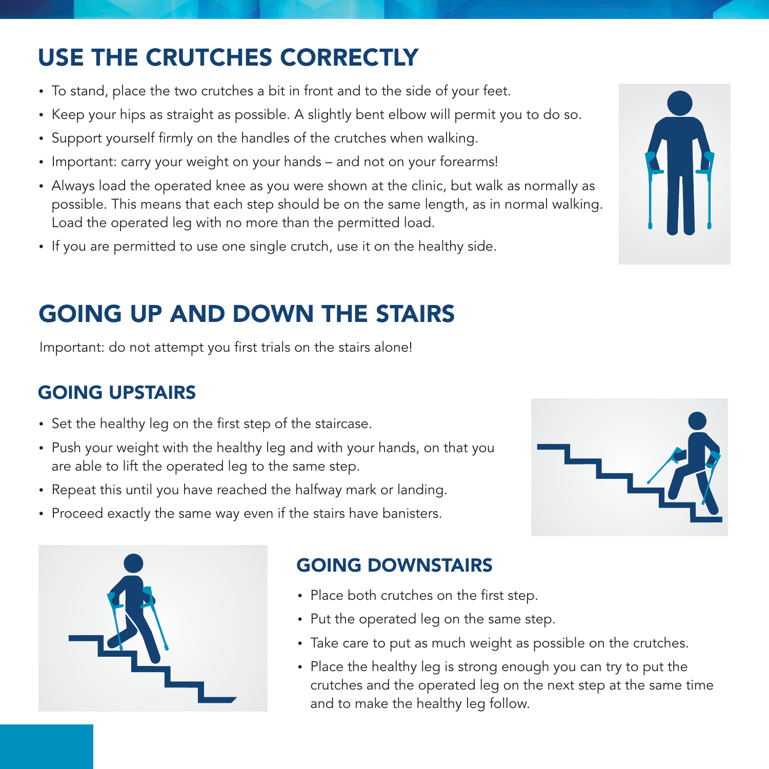# USE THE CRUTCHES CORRECTLY

- To stand, place the two crutches a bit in front and to the side of your feet.
- Keep your hips as straight as possible. A slightly bent elbow will permit you to do so.
- Support yourself firmly on the handles of the crutches when walking.
- Important: carry your weight on your hands – and not on your forearms!
- Always load the operated knee as you were shown at the clinic, but walk as normally as possible. This means that each step should be on the same length, as in normal walking. Load the operated leg with no more than the permitted load.
- If you are permitted to use one single crutch, use it on the healthy side.

# GOING UP AND DOWN THE STAIRS

Important: do not attempt you first trials on the stairs alone!

## GOING UPSTAIRS

- Set the healthy leg on the first step of the staircase.
- Push your weight with the healthy leg and with your hands, on that you are able to lift the operated leg to the same step.
- Repeat this until you have reached the halfway mark or landing.
- Proceed exactly the same way even if the stairs have banisters.

## GOING DOWNSTAIRS

- Place both crutches on the first step.
- Put the operated leg on the same step.
- Take care to put as much weight as possible on the crutches.
- Place the healthy leg is strong enough you can try to put the crutches and the operated leg on the next step at the same time and to make the healthy leg follow.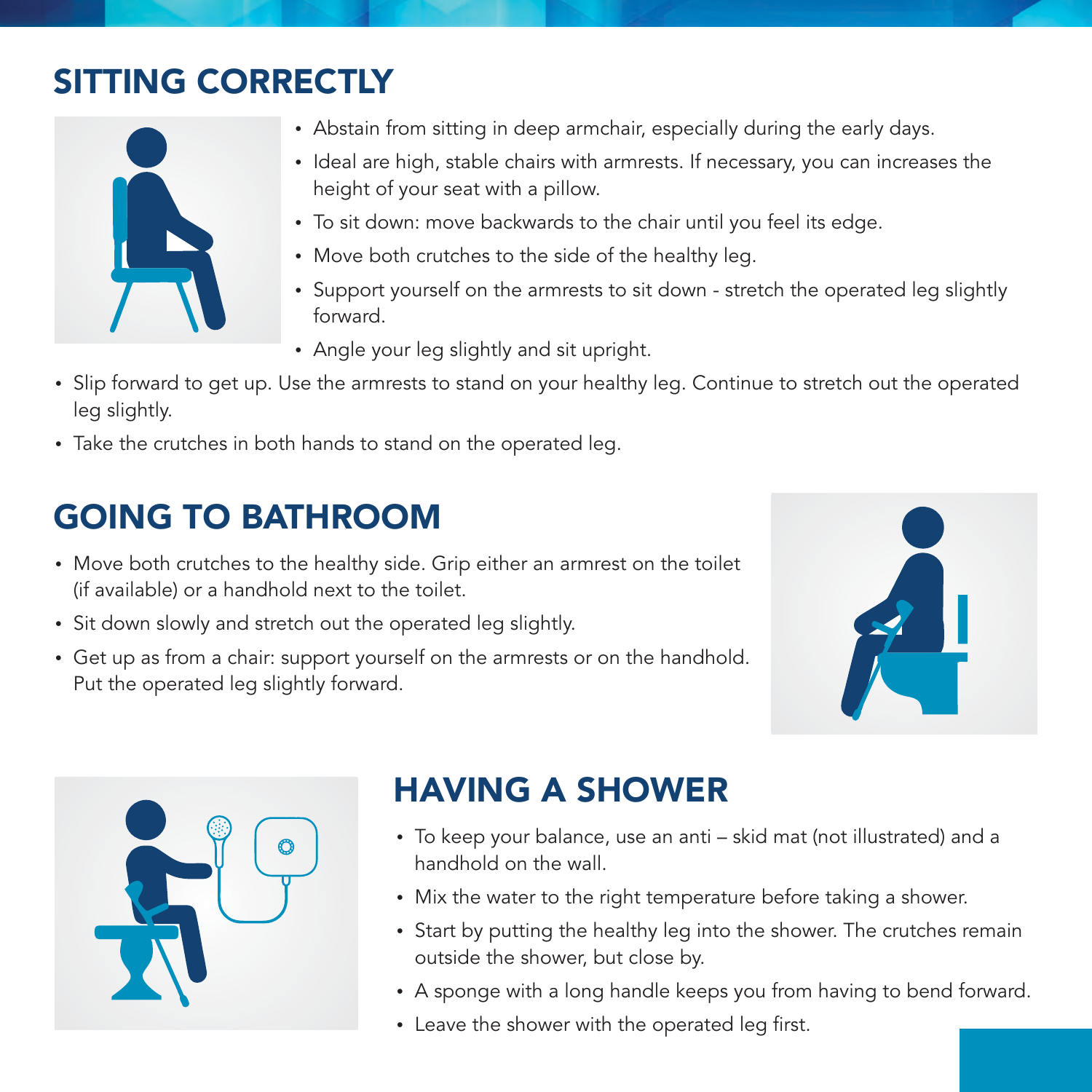## SITTING CORRECTLY

- Abstain from sitting in deep armchair, especially during the early days.
- Ideal are high, stable chairs with armrests. If necessary, you can increases the height of your seat with a pillow.
- To sit down: move backwards to the chair until you feel its edge.
- Move both crutches to the side of the healthy leg.
- Support yourself on the armrests to sit down - stretch the operated leg slightly forward.
- Angle your leg slightly and sit upright.
- Slip forward to get up. Use the armrests to stand on your healthy leg. Continue to stretch out the operated leg slightly.
- Take the crutches in both hands to stand on the operated leg.

## GOING TO BATHROOM

- Move both crutches to the healthy side. Grip either an armrest on the toilet (if available) or a handhold next to the toilet.
- Sit down slowly and stretch out the operated leg slightly.
- Get up as from a chair: support yourself on the armrests or on the handhold. Put the operated leg slightly forward.

## HAVING A SHOWER

- To keep your balance, use an anti – skid mat (not illustrated) and a handhold on the wall.
- Mix the water to the right temperature before taking a shower.
- Start by putting the healthy leg into the shower. The crutches remain outside the shower, but close by.
- A sponge with a long handle keeps you from having to bend forward.
- Leave the shower with the operated leg first.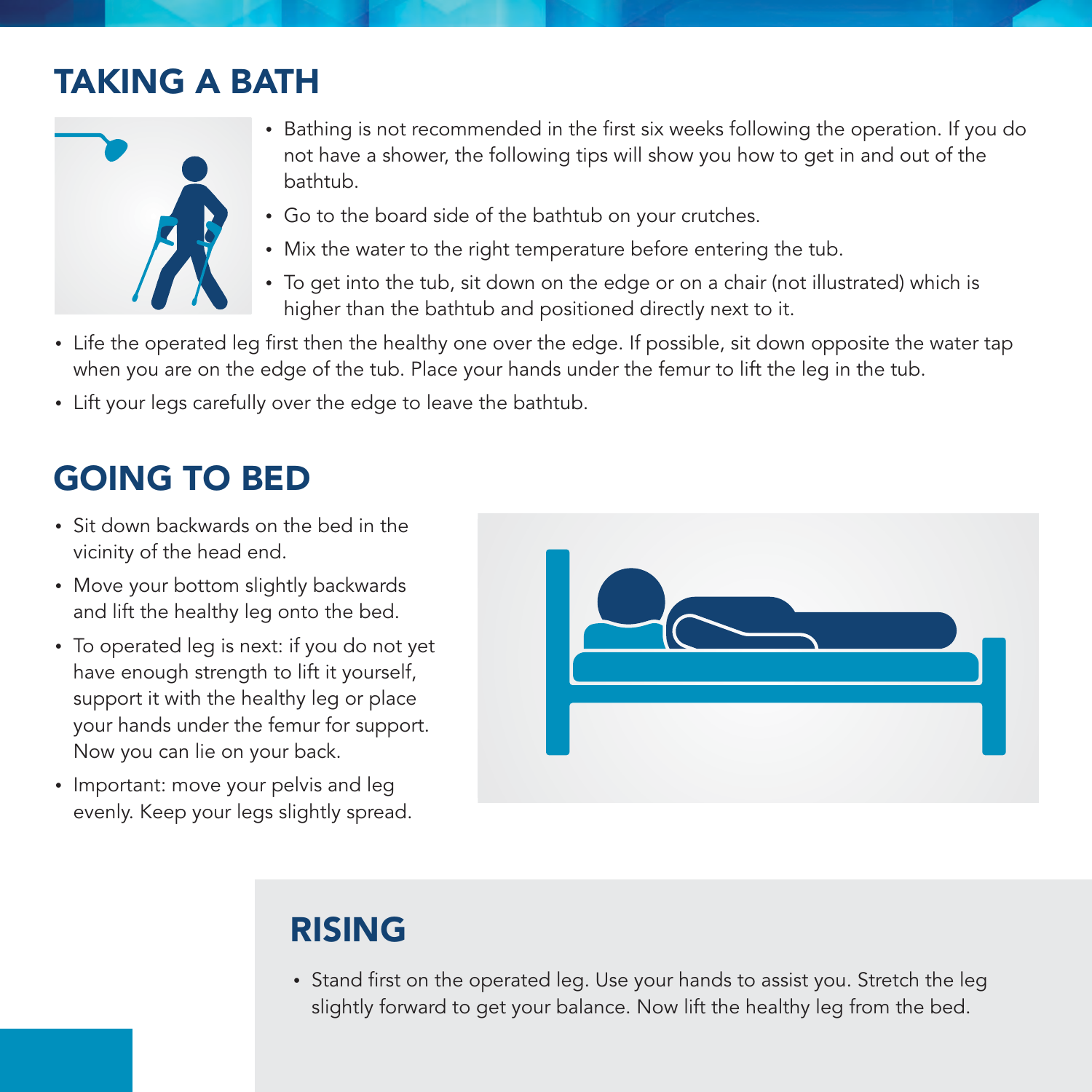## TAKING A BATH

- Bathing is not recommended in the first six weeks following the operation. If you do not have a shower, the following tips will show you how to get in and out of the bathtub.
- Go to the board side of the bathtub on your crutches.
- Mix the water to the right temperature before entering the tub.
- To get into the tub, sit down on the edge or on a chair (not illustrated) which is higher than the bathtub and positioned directly next to it.
- Life the operated leg first then the healthy one over the edge. If possible, sit down opposite the water tap when you are on the edge of the tub. Place your hands under the femur to lift the leg in the tub.
- Lift your legs carefully over the edge to leave the bathtub.

## GOING TO BED

- Sit down backwards on the bed in the vicinity of the head end.
- Move your bottom slightly backwards and lift the healthy leg onto the bed.
- To operated leg is next: if you do not yet have enough strength to lift it yourself, support it with the healthy leg or place your hands under the femur for support. Now you can lie on your back.
- Important: move your pelvis and leg evenly. Keep your legs slightly spread.

## RISING

- Stand first on the operated leg. Use your hands to assist you. Stretch the leg slightly forward to get your balance. Now lift the healthy leg from the bed.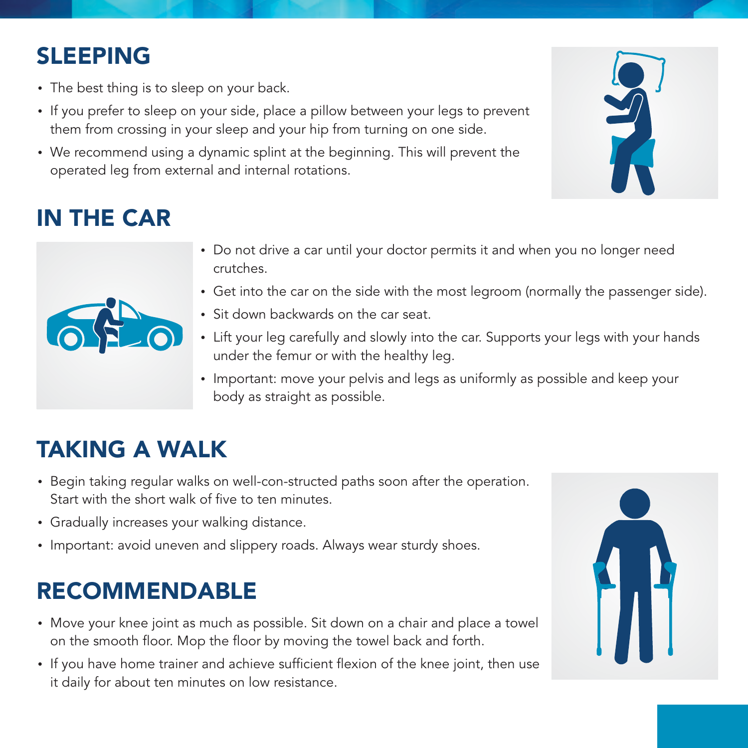## SLEEPING

- The best thing is to sleep on your back.
- If you prefer to sleep on your side, place a pillow between your legs to prevent them from crossing in your sleep and your hip from turning on one side.
- We recommend using a dynamic splint at the beginning. This will prevent the operated leg from external and internal rotations.

## IN THE CAR

- Do not drive a car until your doctor permits it and when you no longer need crutches.
- Get into the car on the side with the most legroom (normally the passenger side).
- Sit down backwards on the car seat.
- Lift your leg carefully and slowly into the car. Supports your legs with your hands under the femur or with the healthy leg.
- Important: move your pelvis and legs as uniformly as possible and keep your body as straight as possible.

## TAKING A WALK

- Begin taking regular walks on well-con-structed paths soon after the operation. Start with the short walk of five to ten minutes.
- Gradually increases your walking distance.
- Important: avoid uneven and slippery roads. Always wear sturdy shoes.

## RECOMMENDABLE

- Move your knee joint as much as possible. Sit down on a chair and place a towel on the smooth floor. Mop the floor by moving the towel back and forth.
- If you have home trainer and achieve sufficient flexion of the knee joint, then use it daily for about ten minutes on low resistance.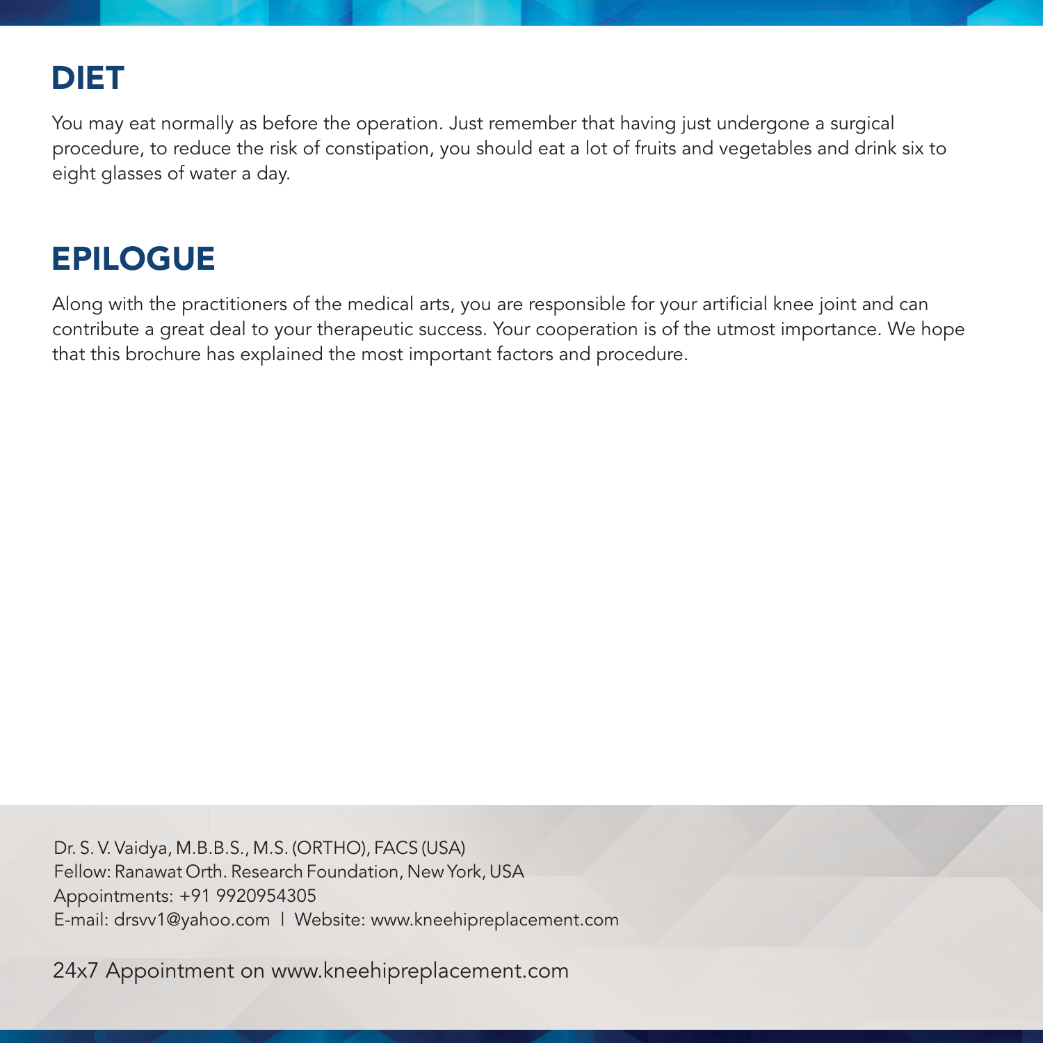# DIET

You may eat normally as before the operation. Just remember that having just undergone a surgical procedure, to reduce the risk of constipation, you should eat a lot of fruits and vegetables and drink six to eight glasses of water a day.

# EPILOGUE

Along with the practitioners of the medical arts, you are responsible for your artificial knee joint and can contribute a great deal to your therapeutic success. Your cooperation is of the utmost importance. We hope that this brochure has explained the most important factors and procedure.

Dr. S. V. Vaidya, M.B.B.S., M.S. (ORTHO), FACS (USA)
Fellow: Ranawat Orth. Research Foundation, New York, USA
Appointments: +91 9920954305
E-mail: drsvv1@yahoo.com | Website: www.kneehipreplacement.com

24x7 Appointment on www.kneehipreplacement.com